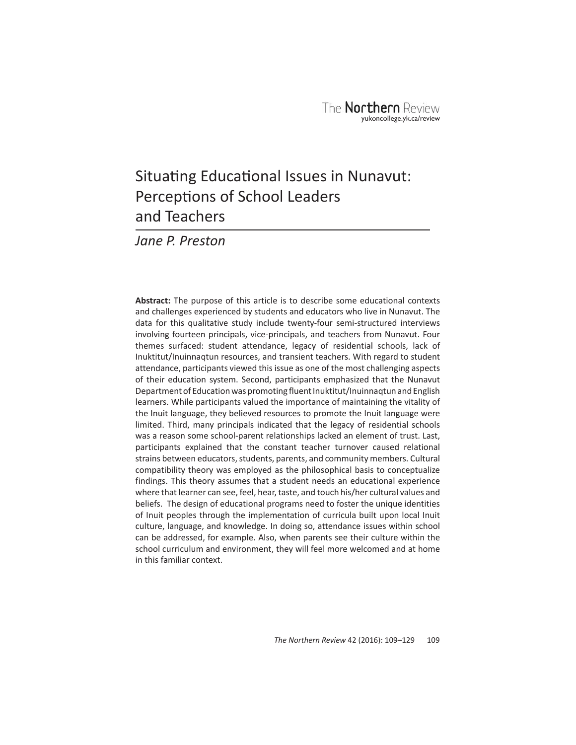# Situating Educational Issues in Nunavut: Perceptions of School Leaders and Teachers

*Jane P. Preston*

**Abstract:** The purpose of this article is to describe some educational contexts and challenges experienced by students and educators who live in Nunavut. The data for this qualitative study include twenty-four semi-structured interviews involving fourteen principals, vice-principals, and teachers from Nunavut. Four themes surfaced: student attendance, legacy of residential schools, lack of Inuktitut/Inuinnaqtun resources, and transient teachers. With regard to student attendance, participants viewed this issue as one of the most challenging aspects of their education system. Second, participants emphasized that the Nunavut Department of Education was promoting fluent Inuktitut/Inuinnaqtun and English learners. While participants valued the importance of maintaining the vitality of the Inuit language, they believed resources to promote the Inuit language were limited. Third, many principals indicated that the legacy of residential schools was a reason some school-parent relationships lacked an element of trust. Last, participants explained that the constant teacher turnover caused relational strains between educators, students, parents, and community members. Cultural compatibility theory was employed as the philosophical basis to conceptualize findings. This theory assumes that a student needs an educational experience where that learner can see, feel, hear, taste, and touch his/her cultural values and beliefs. The design of educational programs need to foster the unique identities of Inuit peoples through the implementation of curricula built upon local Inuit culture, language, and knowledge. In doing so, attendance issues within school can be addressed, for example. Also, when parents see their culture within the school curriculum and environment, they will feel more welcomed and at home in this familiar context.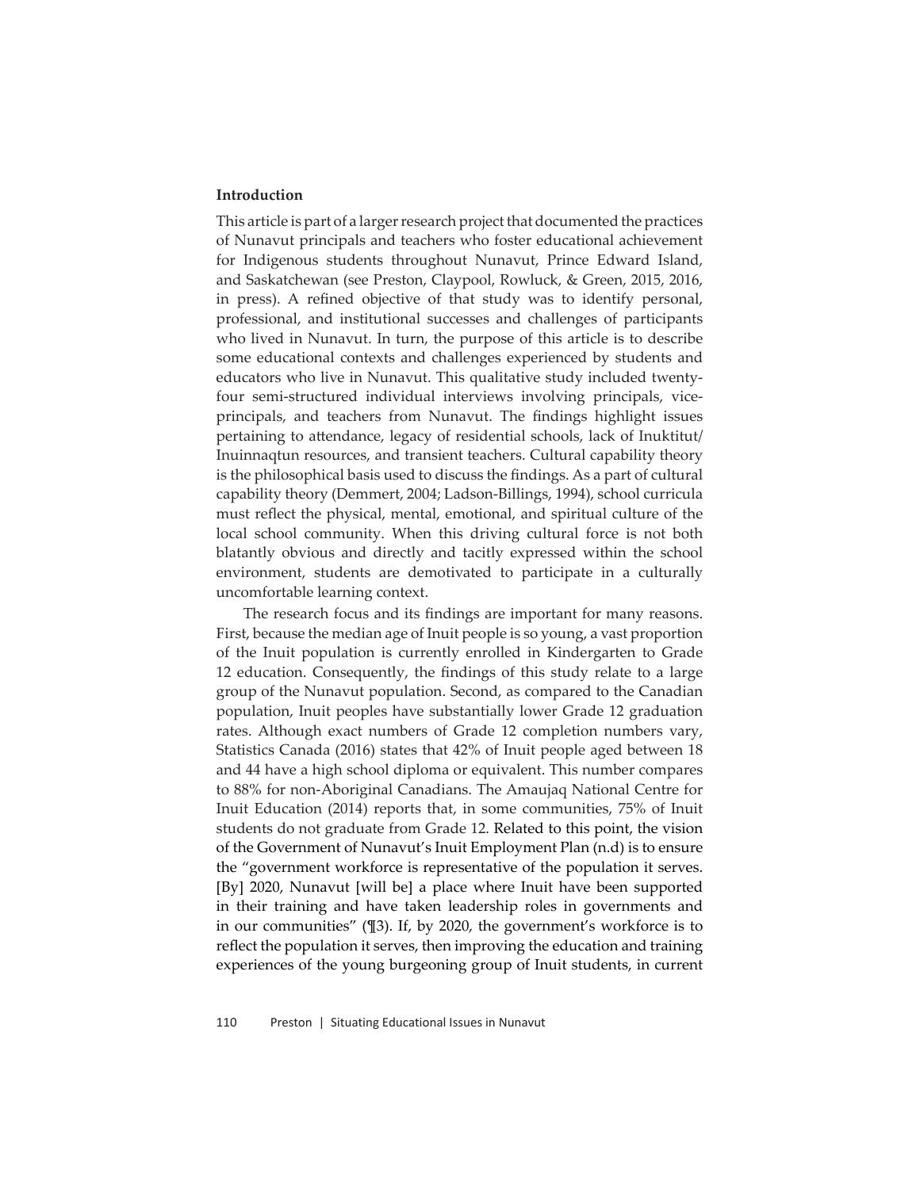**Introduction**

This article is part of a larger research project that documented the practices of Nunavut principals and teachers who foster educational achievement for Indigenous students throughout Nunavut, Prince Edward Island, and Saskatchewan (see Preston, Claypool, Rowluck, & Green, 2015, 2016, in press). A refined objective of that study was to identify personal, professional, and institutional successes and challenges of participants who lived in Nunavut. In turn, the purpose of this article is to describe some educational contexts and challenges experienced by students and educators who live in Nunavut. This qualitative study included twenty-four semi-structured individual interviews involving principals, vice-principals, and teachers from Nunavut. The findings highlight issues pertaining to attendance, legacy of residential schools, lack of Inuktitut/Inuinnaqtun resources, and transient teachers. Cultural capability theory is the philosophical basis used to discuss the findings. As a part of cultural capability theory (Demmert, 2004; Ladson-Billings, 1994), school curricula must reflect the physical, mental, emotional, and spiritual culture of the local school community. When this driving cultural force is not both blatantly obvious and directly and tacitly expressed within the school environment, students are demotivated to participate in a culturally uncomfortable learning context.

The research focus and its findings are important for many reasons. First, because the median age of Inuit people is so young, a vast proportion of the Inuit population is currently enrolled in Kindergarten to Grade 12 education. Consequently, the findings of this study relate to a large group of the Nunavut population. Second, as compared to the Canadian population, Inuit peoples have substantially lower Grade 12 graduation rates. Although exact numbers of Grade 12 completion numbers vary, Statistics Canada (2016) states that 42% of Inuit people aged between 18 and 44 have a high school diploma or equivalent. This number compares to 88% for non-Aboriginal Canadians. The Amaujaq National Centre for Inuit Education (2014) reports that, in some communities, 75% of Inuit students do not graduate from Grade 12. Related to this point, the vision of the Government of Nunavut's Inuit Employment Plan (n.d) is to ensure the "government workforce is representative of the population it serves. [By] 2020, Nunavut [will be] a place where Inuit have been supported in their training and have taken leadership roles in governments and in our communities" (¶3). If, by 2020, the government's workforce is to reflect the population it serves, then improving the education and training experiences of the young burgeoning group of Inuit students, in current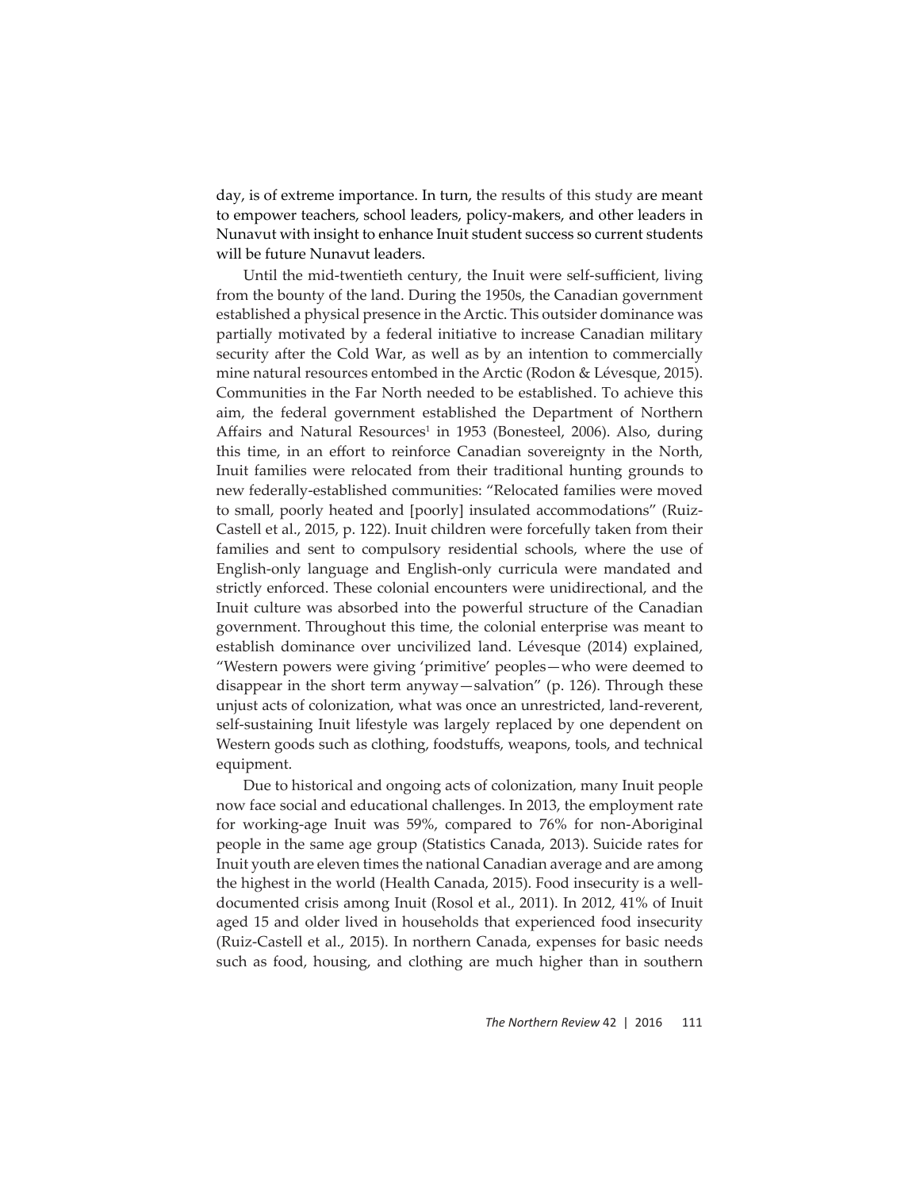day, is of extreme importance. In turn, the results of this study are meant to empower teachers, school leaders, policy-makers, and other leaders in Nunavut with insight to enhance Inuit student success so current students will be future Nunavut leaders.

Until the mid-twentieth century, the Inuit were self-sufficient, living from the bounty of the land. During the 1950s, the Canadian government established a physical presence in the Arctic. This outsider dominance was partially motivated by a federal initiative to increase Canadian military security after the Cold War, as well as by an intention to commercially mine natural resources entombed in the Arctic (Rodon & Lévesque, 2015). Communities in the Far North needed to be established. To achieve this aim, the federal government established the Department of Northern Affairs and Natural Resources[1] in 1953 (Bonesteel, 2006). Also, during this time, in an effort to reinforce Canadian sovereignty in the North, Inuit families were relocated from their traditional hunting grounds to new federally-established communities: "Relocated families were moved to small, poorly heated and [poorly] insulated accommodations" (Ruiz-Castell et al., 2015, p. 122). Inuit children were forcefully taken from their families and sent to compulsory residential schools, where the use of English-only language and English-only curricula were mandated and strictly enforced. These colonial encounters were unidirectional, and the Inuit culture was absorbed into the powerful structure of the Canadian government. Throughout this time, the colonial enterprise was meant to establish dominance over uncivilized land. Lévesque (2014) explained, "Western powers were giving 'primitive' peoples—who were deemed to disappear in the short term anyway—salvation" (p. 126). Through these unjust acts of colonization, what was once an unrestricted, land-reverent, self-sustaining Inuit lifestyle was largely replaced by one dependent on Western goods such as clothing, foodstuffs, weapons, tools, and technical equipment.

Due to historical and ongoing acts of colonization, many Inuit people now face social and educational challenges. In 2013, the employment rate for working-age Inuit was 59%, compared to 76% for non-Aboriginal people in the same age group (Statistics Canada, 2013). Suicide rates for Inuit youth are eleven times the national Canadian average and are among the highest in the world (Health Canada, 2015). Food insecurity is a well-documented crisis among Inuit (Rosol et al., 2011). In 2012, 41% of Inuit aged 15 and older lived in households that experienced food insecurity (Ruiz-Castell et al., 2015). In northern Canada, expenses for basic needs such as food, housing, and clothing are much higher than in southern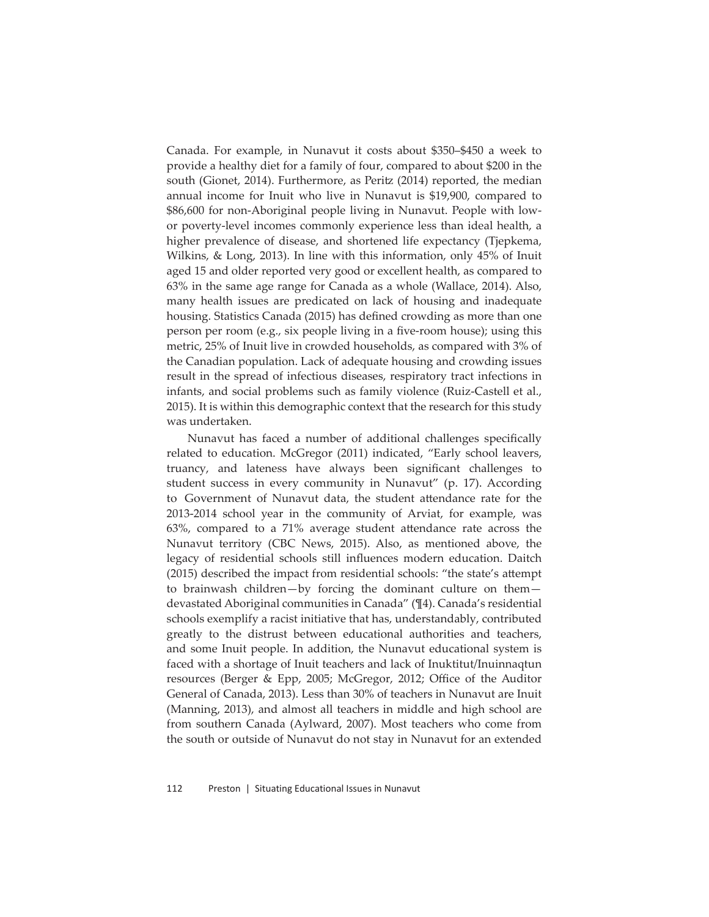Canada. For example, in Nunavut it costs about $350–$450 a week to provide a healthy diet for a family of four, compared to about $200 in the south (Gionet, 2014). Furthermore, as Peritz (2014) reported, the median annual income for Inuit who live in Nunavut is $19,900, compared to $86,600 for non-Aboriginal people living in Nunavut. People with low- or poverty-level incomes commonly experience less than ideal health, a higher prevalence of disease, and shortened life expectancy (Tjepkema, Wilkins, & Long, 2013). In line with this information, only 45% of Inuit aged 15 and older reported very good or excellent health, as compared to 63% in the same age range for Canada as a whole (Wallace, 2014). Also, many health issues are predicated on lack of housing and inadequate housing. Statistics Canada (2015) has defined crowding as more than one person per room (e.g., six people living in a five-room house); using this metric, 25% of Inuit live in crowded households, as compared with 3% of the Canadian population. Lack of adequate housing and crowding issues result in the spread of infectious diseases, respiratory tract infections in infants, and social problems such as family violence (Ruiz-Castell et al., 2015). It is within this demographic context that the research for this study was undertaken.

Nunavut has faced a number of additional challenges specifically related to education. McGregor (2011) indicated, "Early school leavers, truancy, and lateness have always been significant challenges to student success in every community in Nunavut" (p. 17). According to Government of Nunavut data, the student attendance rate for the 2013-2014 school year in the community of Arviat, for example, was 63%, compared to a 71% average student attendance rate across the Nunavut territory (CBC News, 2015). Also, as mentioned above, the legacy of residential schools still influences modern education. Daitch (2015) described the impact from residential schools: "the state's attempt to brainwash children—by forcing the dominant culture on them—devastated Aboriginal communities in Canada" (¶4). Canada's residential schools exemplify a racist initiative that has, understandably, contributed greatly to the distrust between educational authorities and teachers, and some Inuit people. In addition, the Nunavut educational system is faced with a shortage of Inuit teachers and lack of Inuktitut/Inuinnaqtun resources (Berger & Epp, 2005; McGregor, 2012; Office of the Auditor General of Canada, 2013). Less than 30% of teachers in Nunavut are Inuit (Manning, 2013), and almost all teachers in middle and high school are from southern Canada (Aylward, 2007). Most teachers who come from the south or outside of Nunavut do not stay in Nunavut for an extended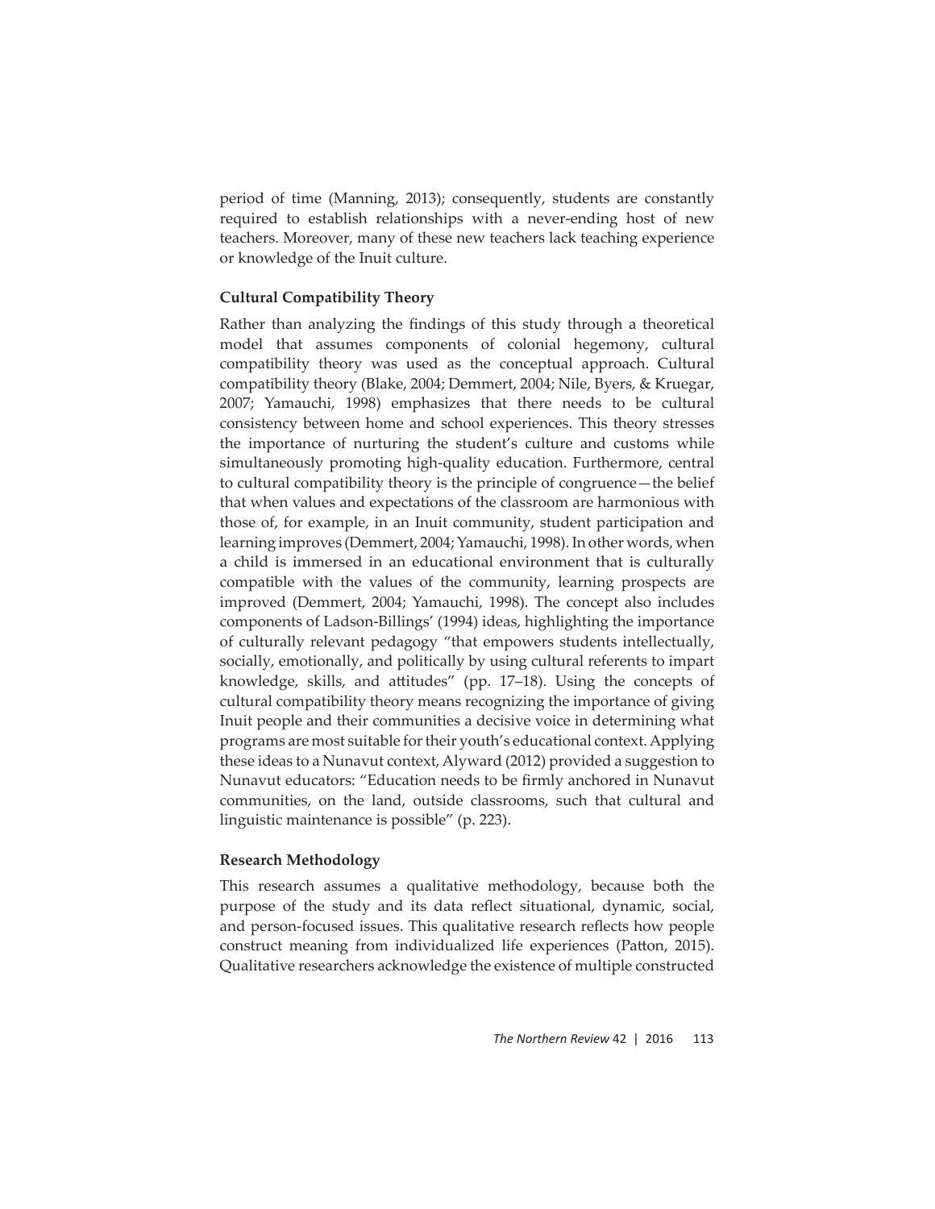period of time (Manning, 2013); consequently, students are constantly required to establish relationships with a never-ending host of new teachers. Moreover, many of these new teachers lack teaching experience or knowledge of the Inuit culture.

### Cultural Compatibility Theory

Rather than analyzing the findings of this study through a theoretical model that assumes components of colonial hegemony, cultural compatibility theory was used as the conceptual approach. Cultural compatibility theory (Blake, 2004; Demmert, 2004; Nile, Byers, & Kruegar, 2007; Yamauchi, 1998) emphasizes that there needs to be cultural consistency between home and school experiences. This theory stresses the importance of nurturing the student's culture and customs while simultaneously promoting high-quality education. Furthermore, central to cultural compatibility theory is the principle of congruence—the belief that when values and expectations of the classroom are harmonious with those of, for example, in an Inuit community, student participation and learning improves (Demmert, 2004; Yamauchi, 1998). In other words, when a child is immersed in an educational environment that is culturally compatible with the values of the community, learning prospects are improved (Demmert, 2004; Yamauchi, 1998). The concept also includes components of Ladson-Billings' (1994) ideas, highlighting the importance of culturally relevant pedagogy "that empowers students intellectually, socially, emotionally, and politically by using cultural referents to impart knowledge, skills, and attitudes" (pp. 17–18). Using the concepts of cultural compatibility theory means recognizing the importance of giving Inuit people and their communities a decisive voice in determining what programs are most suitable for their youth's educational context. Applying these ideas to a Nunavut context, Alyward (2012) provided a suggestion to Nunavut educators: "Education needs to be firmly anchored in Nunavut communities, on the land, outside classrooms, such that cultural and linguistic maintenance is possible" (p. 223).

### Research Methodology

This research assumes a qualitative methodology, because both the purpose of the study and its data reflect situational, dynamic, social, and person-focused issues. This qualitative research reflects how people construct meaning from individualized life experiences (Patton, 2015). Qualitative researchers acknowledge the existence of multiple constructed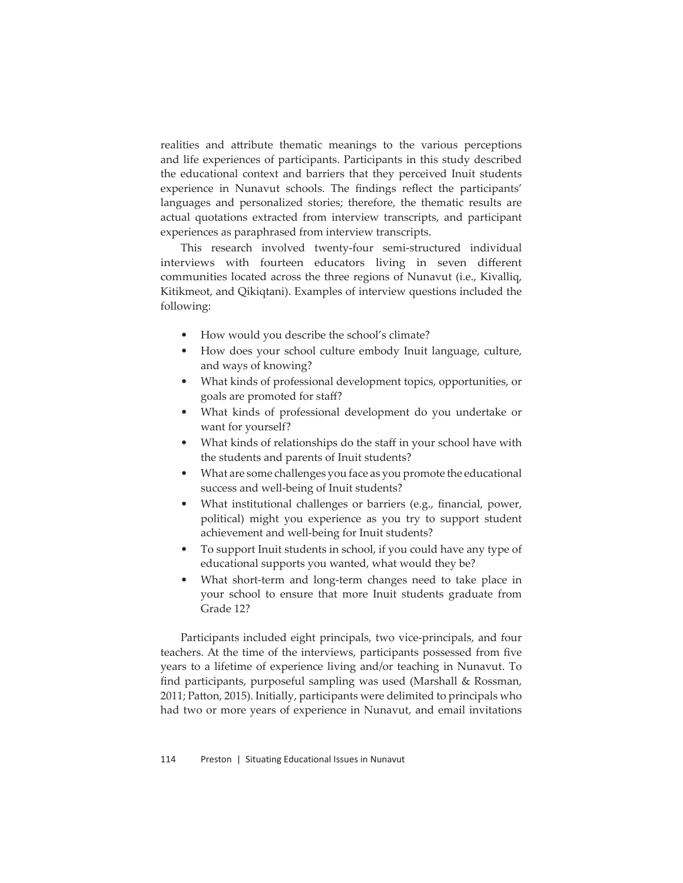realities and attribute thematic meanings to the various perceptions and life experiences of participants. Participants in this study described the educational context and barriers that they perceived Inuit students experience in Nunavut schools. The findings reflect the participants' languages and personalized stories; therefore, the thematic results are actual quotations extracted from interview transcripts, and participant experiences as paraphrased from interview transcripts.

This research involved twenty-four semi-structured individual interviews with fourteen educators living in seven different communities located across the three regions of Nunavut (i.e., Kivalliq, Kitikmeot, and Qikiqtani). Examples of interview questions included the following:

- How would you describe the school's climate?
- How does your school culture embody Inuit language, culture, and ways of knowing?
- What kinds of professional development topics, opportunities, or goals are promoted for staff?
- What kinds of professional development do you undertake or want for yourself?
- What kinds of relationships do the staff in your school have with the students and parents of Inuit students?
- What are some challenges you face as you promote the educational success and well-being of Inuit students?
- What institutional challenges or barriers (e.g., financial, power, political) might you experience as you try to support student achievement and well-being for Inuit students?
- To support Inuit students in school, if you could have any type of educational supports you wanted, what would they be?
- What short-term and long-term changes need to take place in your school to ensure that more Inuit students graduate from Grade 12?

Participants included eight principals, two vice-principals, and four teachers. At the time of the interviews, participants possessed from five years to a lifetime of experience living and/or teaching in Nunavut. To find participants, purposeful sampling was used (Marshall & Rossman, 2011; Patton, 2015). Initially, participants were delimited to principals who had two or more years of experience in Nunavut, and email invitations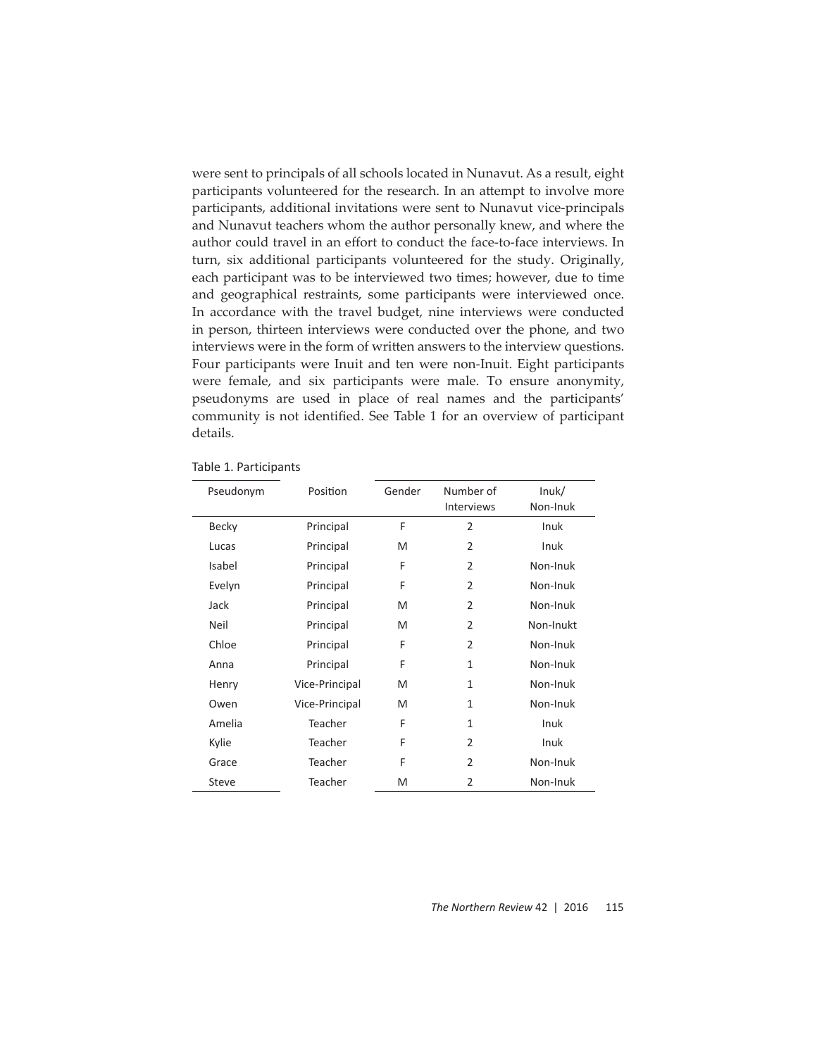were sent to principals of all schools located in Nunavut. As a result, eight participants volunteered for the research. In an attempt to involve more participants, additional invitations were sent to Nunavut vice-principals and Nunavut teachers whom the author personally knew, and where the author could travel in an effort to conduct the face-to-face interviews. In turn, six additional participants volunteered for the study. Originally, each participant was to be interviewed two times; however, due to time and geographical restraints, some participants were interviewed once. In accordance with the travel budget, nine interviews were conducted in person, thirteen interviews were conducted over the phone, and two interviews were in the form of written answers to the interview questions. Four participants were Inuit and ten were non-Inuit. Eight participants were female, and six participants were male. To ensure anonymity, pseudonyms are used in place of real names and the participants' community is not identified. See Table 1 for an overview of participant details.

Table 1. Participants

| Pseudonym | Position | Gender | Number of Interviews | Inuk/ Non-Inuk |
|---|---|---|---|---|
| Becky | Principal | F | 2 | Inuk |
| Lucas | Principal | M | 2 | Inuk |
| Isabel | Principal | F | 2 | Non-Inuk |
| Evelyn | Principal | F | 2 | Non-Inuk |
| Jack | Principal | M | 2 | Non-Inuk |
| Neil | Principal | M | 2 | Non-Inukt |
| Chloe | Principal | F | 2 | Non-Inuk |
| Anna | Principal | F | 1 | Non-Inuk |
| Henry | Vice-Principal | M | 1 | Non-Inuk |
| Owen | Vice-Principal | M | 1 | Non-Inuk |
| Amelia | Teacher | F | 1 | Inuk |
| Kylie | Teacher | F | 2 | Inuk |
| Grace | Teacher | F | 2 | Non-Inuk |
| Steve | Teacher | M | 2 | Non-Inuk |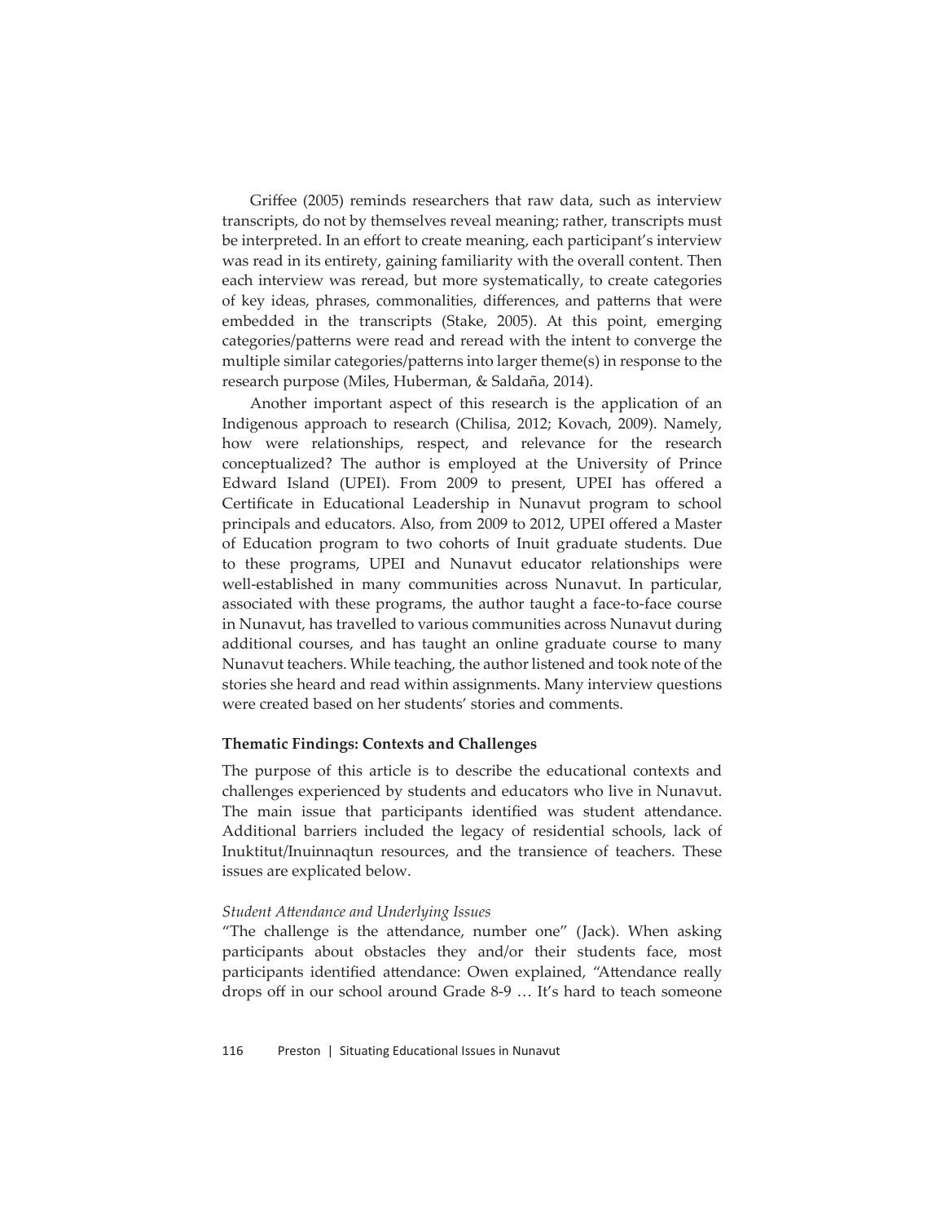Griffee (2005) reminds researchers that raw data, such as interview transcripts, do not by themselves reveal meaning; rather, transcripts must be interpreted. In an effort to create meaning, each participant's interview was read in its entirety, gaining familiarity with the overall content. Then each interview was reread, but more systematically, to create categories of key ideas, phrases, commonalities, differences, and patterns that were embedded in the transcripts (Stake, 2005). At this point, emerging categories/patterns were read and reread with the intent to converge the multiple similar categories/patterns into larger theme(s) in response to the research purpose (Miles, Huberman, & Saldaña, 2014).

Another important aspect of this research is the application of an Indigenous approach to research (Chilisa, 2012; Kovach, 2009). Namely, how were relationships, respect, and relevance for the research conceptualized? The author is employed at the University of Prince Edward Island (UPEI). From 2009 to present, UPEI has offered a Certificate in Educational Leadership in Nunavut program to school principals and educators. Also, from 2009 to 2012, UPEI offered a Master of Education program to two cohorts of Inuit graduate students. Due to these programs, UPEI and Nunavut educator relationships were well-established in many communities across Nunavut. In particular, associated with these programs, the author taught a face-to-face course in Nunavut, has travelled to various communities across Nunavut during additional courses, and has taught an online graduate course to many Nunavut teachers. While teaching, the author listened and took note of the stories she heard and read within assignments. Many interview questions were created based on her students' stories and comments.

**Thematic Findings: Contexts and Challenges**

The purpose of this article is to describe the educational contexts and challenges experienced by students and educators who live in Nunavut. The main issue that participants identified was student attendance. Additional barriers included the legacy of residential schools, lack of Inuktitut/Inuinnaqtun resources, and the transience of teachers. These issues are explicated below.

*Student Attendance and Underlying Issues*

"The challenge is the attendance, number one" (Jack). When asking participants about obstacles they and/or their students face, most participants identified attendance: Owen explained, "Attendance really drops off in our school around Grade 8-9 … It's hard to teach someone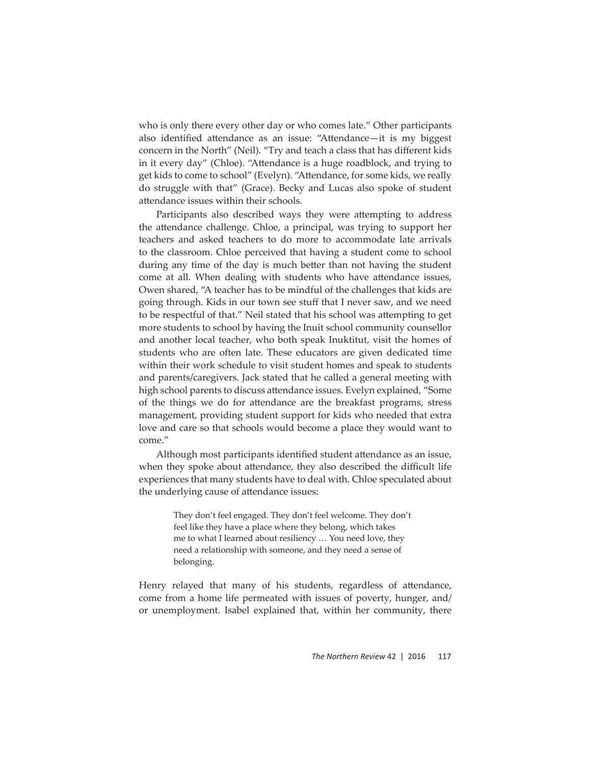who is only there every other day or who comes late." Other participants also identified attendance as an issue: "Attendance—it is my biggest concern in the North" (Neil). "Try and teach a class that has different kids in it every day" (Chloe). "Attendance is a huge roadblock, and trying to get kids to come to school" (Evelyn). "Attendance, for some kids, we really do struggle with that" (Grace). Becky and Lucas also spoke of student attendance issues within their schools.

Participants also described ways they were attempting to address the attendance challenge. Chloe, a principal, was trying to support her teachers and asked teachers to do more to accommodate late arrivals to the classroom. Chloe perceived that having a student come to school during any time of the day is much better than not having the student come at all. When dealing with students who have attendance issues, Owen shared, "A teacher has to be mindful of the challenges that kids are going through. Kids in our town see stuff that I never saw, and we need to be respectful of that." Neil stated that his school was attempting to get more students to school by having the Inuit school community counsellor and another local teacher, who both speak Inuktitut, visit the homes of students who are often late. These educators are given dedicated time within their work schedule to visit student homes and speak to students and parents/caregivers. Jack stated that he called a general meeting with high school parents to discuss attendance issues. Evelyn explained, "Some of the things we do for attendance are the breakfast programs, stress management, providing student support for kids who needed that extra love and care so that schools would become a place they would want to come."

Although most participants identified student attendance as an issue, when they spoke about attendance, they also described the difficult life experiences that many students have to deal with. Chloe speculated about the underlying cause of attendance issues:

> They don't feel engaged. They don't feel welcome. They don't feel like they have a place where they belong, which takes me to what I learned about resiliency … You need love, they need a relationship with someone, and they need a sense of belonging.

Henry relayed that many of his students, regardless of attendance, come from a home life permeated with issues of poverty, hunger, and/or unemployment. Isabel explained that, within her community, there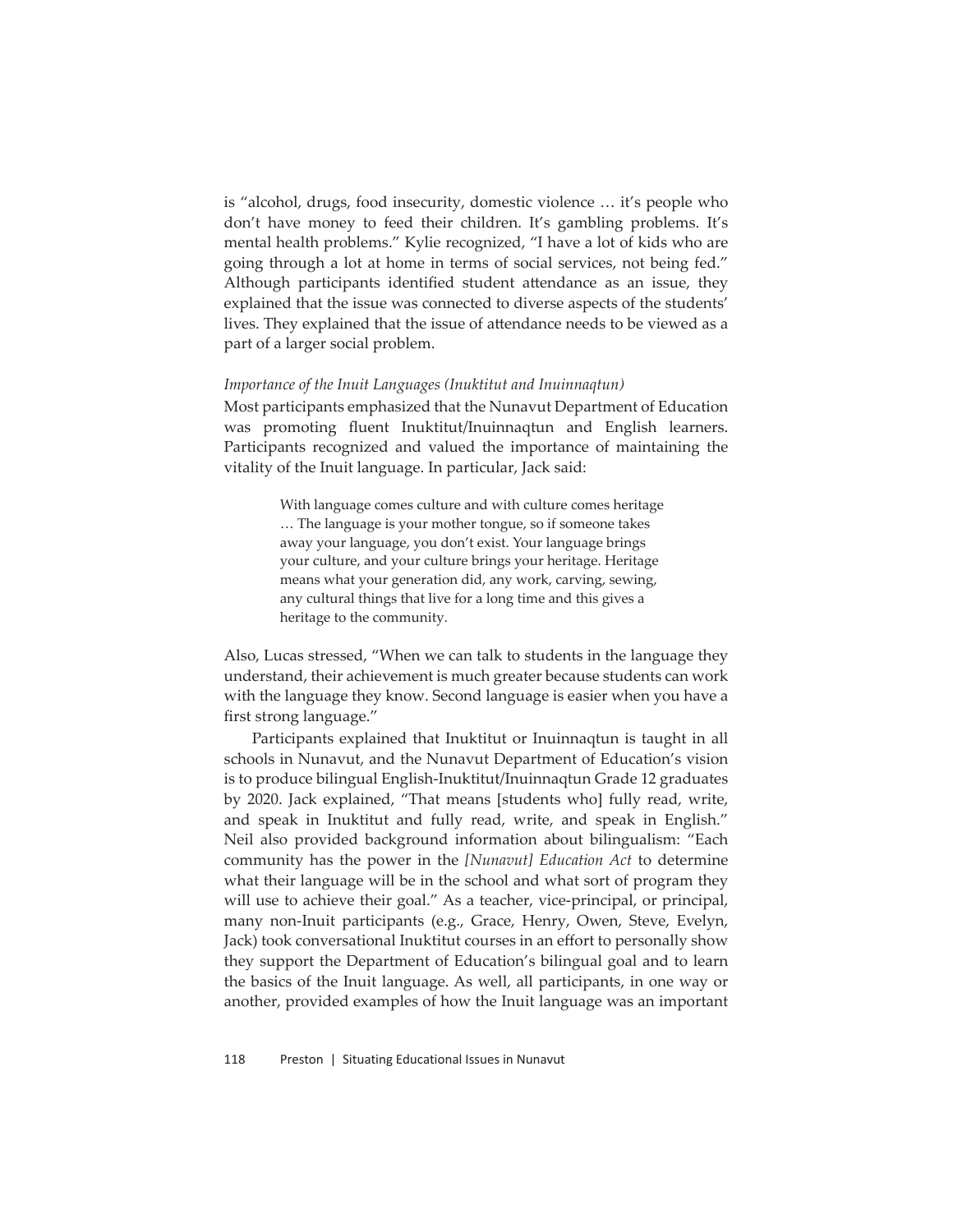is "alcohol, drugs, food insecurity, domestic violence … it's people who don't have money to feed their children. It's gambling problems. It's mental health problems." Kylie recognized, "I have a lot of kids who are going through a lot at home in terms of social services, not being fed." Although participants identified student attendance as an issue, they explained that the issue was connected to diverse aspects of the students' lives. They explained that the issue of attendance needs to be viewed as a part of a larger social problem.

*Importance of the Inuit Languages (Inuktitut and Inuinnaqtun)*

Most participants emphasized that the Nunavut Department of Education was promoting fluent Inuktitut/Inuinnaqtun and English learners. Participants recognized and valued the importance of maintaining the vitality of the Inuit language. In particular, Jack said:

> With language comes culture and with culture comes heritage … The language is your mother tongue, so if someone takes away your language, you don't exist. Your language brings your culture, and your culture brings your heritage. Heritage means what your generation did, any work, carving, sewing, any cultural things that live for a long time and this gives a heritage to the community.

Also, Lucas stressed, "When we can talk to students in the language they understand, their achievement is much greater because students can work with the language they know. Second language is easier when you have a first strong language."

Participants explained that Inuktitut or Inuinnaqtun is taught in all schools in Nunavut, and the Nunavut Department of Education's vision is to produce bilingual English-Inuktitut/Inuinnaqtun Grade 12 graduates by 2020. Jack explained, "That means [students who] fully read, write, and speak in Inuktitut and fully read, write, and speak in English." Neil also provided background information about bilingualism: "Each community has the power in the *[Nunavut] Education Act* to determine what their language will be in the school and what sort of program they will use to achieve their goal." As a teacher, vice-principal, or principal, many non-Inuit participants (e.g., Grace, Henry, Owen, Steve, Evelyn, Jack) took conversational Inuktitut courses in an effort to personally show they support the Department of Education's bilingual goal and to learn the basics of the Inuit language. As well, all participants, in one way or another, provided examples of how the Inuit language was an important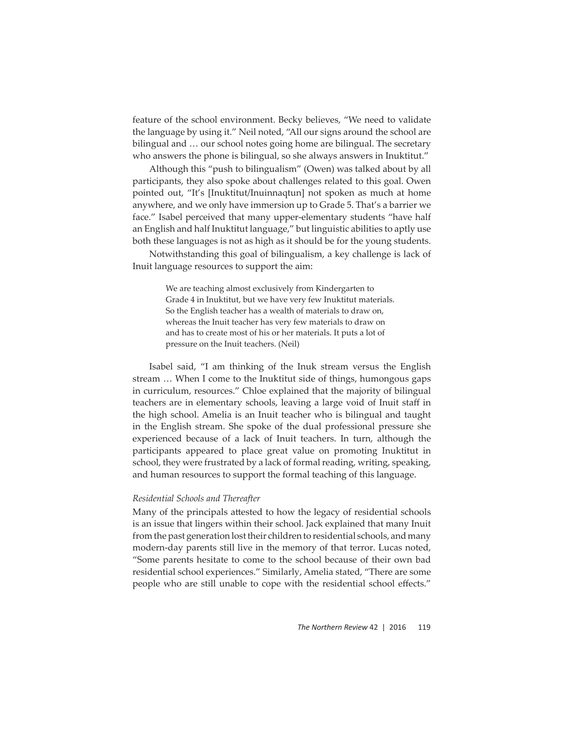feature of the school environment. Becky believes, "We need to validate the language by using it." Neil noted, "All our signs around the school are bilingual and … our school notes going home are bilingual. The secretary who answers the phone is bilingual, so she always answers in Inuktitut."

Although this "push to bilingualism" (Owen) was talked about by all participants, they also spoke about challenges related to this goal. Owen pointed out, "It's [Inuktitut/Inuinnaqtun] not spoken as much at home anywhere, and we only have immersion up to Grade 5. That's a barrier we face." Isabel perceived that many upper-elementary students "have half an English and half Inuktitut language," but linguistic abilities to aptly use both these languages is not as high as it should be for the young students.

Notwithstanding this goal of bilingualism, a key challenge is lack of Inuit language resources to support the aim:

> We are teaching almost exclusively from Kindergarten to Grade 4 in Inuktitut, but we have very few Inuktitut materials. So the English teacher has a wealth of materials to draw on, whereas the Inuit teacher has very few materials to draw on and has to create most of his or her materials. It puts a lot of pressure on the Inuit teachers. (Neil)

Isabel said, "I am thinking of the Inuk stream versus the English stream … When I come to the Inuktitut side of things, humongous gaps in curriculum, resources." Chloe explained that the majority of bilingual teachers are in elementary schools, leaving a large void of Inuit staff in the high school. Amelia is an Inuit teacher who is bilingual and taught in the English stream. She spoke of the dual professional pressure she experienced because of a lack of Inuit teachers. In turn, although the participants appeared to place great value on promoting Inuktitut in school, they were frustrated by a lack of formal reading, writing, speaking, and human resources to support the formal teaching of this language.

#### *Residential Schools and Thereafter*

Many of the principals attested to how the legacy of residential schools is an issue that lingers within their school. Jack explained that many Inuit from the past generation lost their children to residential schools, and many modern-day parents still live in the memory of that terror. Lucas noted, "Some parents hesitate to come to the school because of their own bad residential school experiences." Similarly, Amelia stated, "There are some people who are still unable to cope with the residential school effects."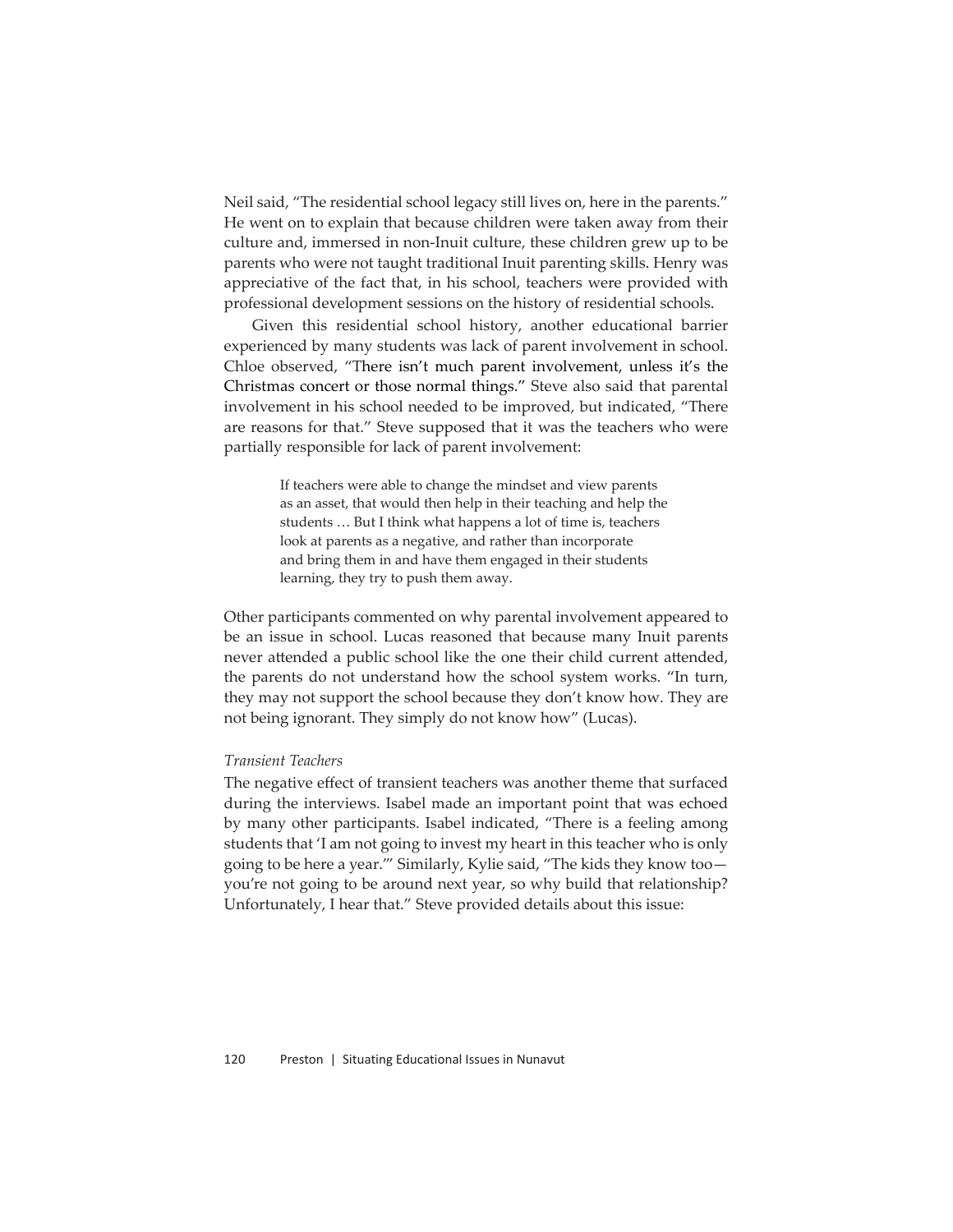Neil said, "The residential school legacy still lives on, here in the parents." He went on to explain that because children were taken away from their culture and, immersed in non-Inuit culture, these children grew up to be parents who were not taught traditional Inuit parenting skills. Henry was appreciative of the fact that, in his school, teachers were provided with professional development sessions on the history of residential schools.

Given this residential school history, another educational barrier experienced by many students was lack of parent involvement in school. Chloe observed, "There isn't much parent involvement, unless it's the Christmas concert or those normal things." Steve also said that parental involvement in his school needed to be improved, but indicated, "There are reasons for that." Steve supposed that it was the teachers who were partially responsible for lack of parent involvement:

> If teachers were able to change the mindset and view parents as an asset, that would then help in their teaching and help the students … But I think what happens a lot of time is, teachers look at parents as a negative, and rather than incorporate and bring them in and have them engaged in their students learning, they try to push them away.

Other participants commented on why parental involvement appeared to be an issue in school. Lucas reasoned that because many Inuit parents never attended a public school like the one their child current attended, the parents do not understand how the school system works. "In turn, they may not support the school because they don't know how. They are not being ignorant. They simply do not know how" (Lucas).

*Transient Teachers*

The negative effect of transient teachers was another theme that surfaced during the interviews. Isabel made an important point that was echoed by many other participants. Isabel indicated, "There is a feeling among students that 'I am not going to invest my heart in this teacher who is only going to be here a year.'" Similarly, Kylie said, "The kids they know too—you're not going to be around next year, so why build that relationship? Unfortunately, I hear that." Steve provided details about this issue: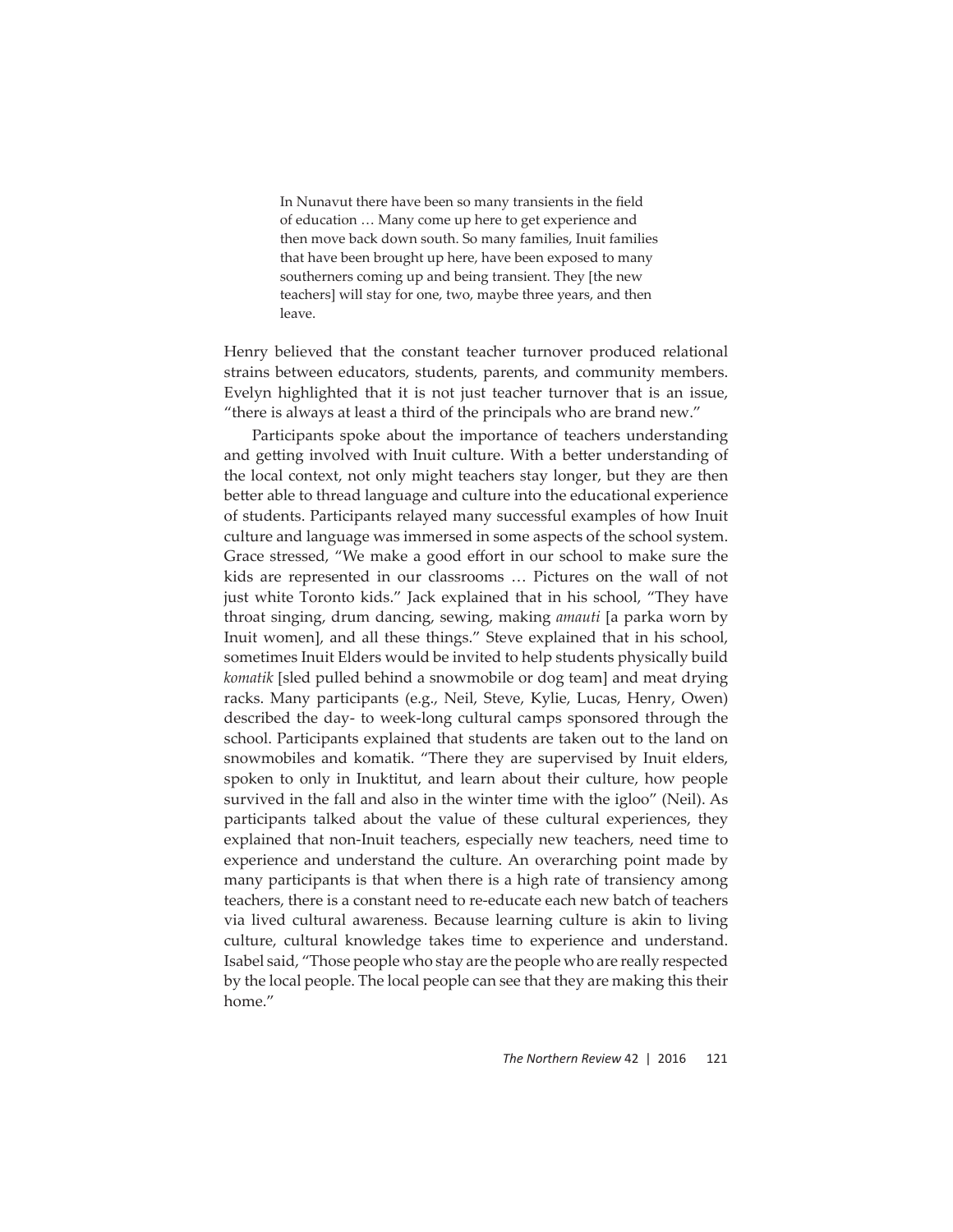> In Nunavut there have been so many transients in the field of education … Many come up here to get experience and then move back down south. So many families, Inuit families that have been brought up here, have been exposed to many southerners coming up and being transient. They [the new teachers] will stay for one, two, maybe three years, and then leave.

Henry believed that the constant teacher turnover produced relational strains between educators, students, parents, and community members. Evelyn highlighted that it is not just teacher turnover that is an issue, "there is always at least a third of the principals who are brand new."

Participants spoke about the importance of teachers understanding and getting involved with Inuit culture. With a better understanding of the local context, not only might teachers stay longer, but they are then better able to thread language and culture into the educational experience of students. Participants relayed many successful examples of how Inuit culture and language was immersed in some aspects of the school system. Grace stressed, "We make a good effort in our school to make sure the kids are represented in our classrooms … Pictures on the wall of not just white Toronto kids." Jack explained that in his school, "They have throat singing, drum dancing, sewing, making *amauti* [a parka worn by Inuit women], and all these things." Steve explained that in his school, sometimes Inuit Elders would be invited to help students physically build *komatik* [sled pulled behind a snowmobile or dog team] and meat drying racks. Many participants (e.g., Neil, Steve, Kylie, Lucas, Henry, Owen) described the day- to week-long cultural camps sponsored through the school. Participants explained that students are taken out to the land on snowmobiles and komatik. "There they are supervised by Inuit elders, spoken to only in Inuktitut, and learn about their culture, how people survived in the fall and also in the winter time with the igloo" (Neil). As participants talked about the value of these cultural experiences, they explained that non-Inuit teachers, especially new teachers, need time to experience and understand the culture. An overarching point made by many participants is that when there is a high rate of transiency among teachers, there is a constant need to re-educate each new batch of teachers via lived cultural awareness. Because learning culture is akin to living culture, cultural knowledge takes time to experience and understand. Isabel said, "Those people who stay are the people who are really respected by the local people. The local people can see that they are making this their home."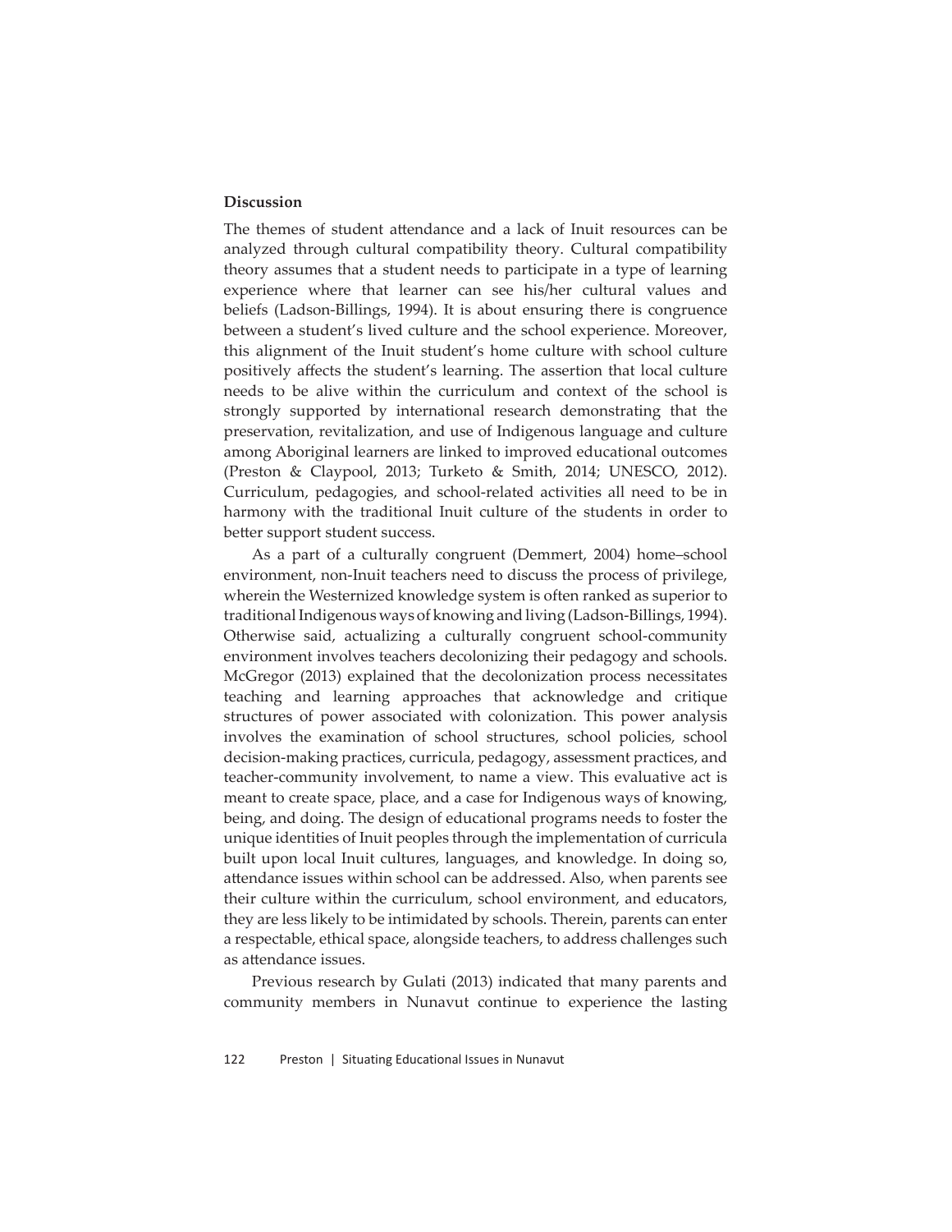**Discussion**

The themes of student attendance and a lack of Inuit resources can be analyzed through cultural compatibility theory. Cultural compatibility theory assumes that a student needs to participate in a type of learning experience where that learner can see his/her cultural values and beliefs (Ladson-Billings, 1994). It is about ensuring there is congruence between a student's lived culture and the school experience. Moreover, this alignment of the Inuit student's home culture with school culture positively affects the student's learning. The assertion that local culture needs to be alive within the curriculum and context of the school is strongly supported by international research demonstrating that the preservation, revitalization, and use of Indigenous language and culture among Aboriginal learners are linked to improved educational outcomes (Preston & Claypool, 2013; Turketo & Smith, 2014; UNESCO, 2012). Curriculum, pedagogies, and school-related activities all need to be in harmony with the traditional Inuit culture of the students in order to better support student success.

As a part of a culturally congruent (Demmert, 2004) home–school environment, non-Inuit teachers need to discuss the process of privilege, wherein the Westernized knowledge system is often ranked as superior to traditional Indigenous ways of knowing and living (Ladson-Billings, 1994). Otherwise said, actualizing a culturally congruent school-community environment involves teachers decolonizing their pedagogy and schools. McGregor (2013) explained that the decolonization process necessitates teaching and learning approaches that acknowledge and critique structures of power associated with colonization. This power analysis involves the examination of school structures, school policies, school decision-making practices, curricula, pedagogy, assessment practices, and teacher-community involvement, to name a view. This evaluative act is meant to create space, place, and a case for Indigenous ways of knowing, being, and doing. The design of educational programs needs to foster the unique identities of Inuit peoples through the implementation of curricula built upon local Inuit cultures, languages, and knowledge. In doing so, attendance issues within school can be addressed. Also, when parents see their culture within the curriculum, school environment, and educators, they are less likely to be intimidated by schools. Therein, parents can enter a respectable, ethical space, alongside teachers, to address challenges such as attendance issues.

Previous research by Gulati (2013) indicated that many parents and community members in Nunavut continue to experience the lasting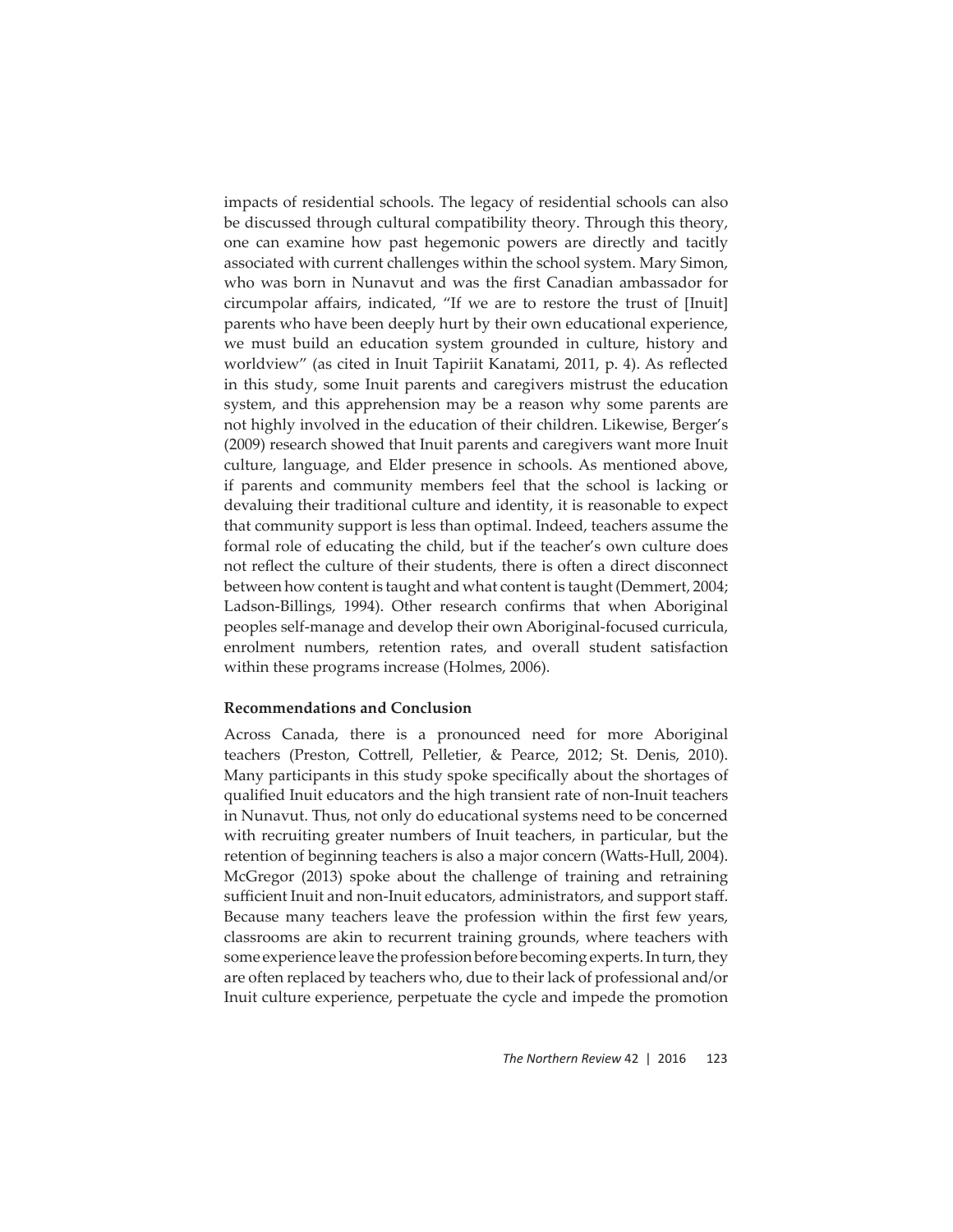impacts of residential schools. The legacy of residential schools can also be discussed through cultural compatibility theory. Through this theory, one can examine how past hegemonic powers are directly and tacitly associated with current challenges within the school system. Mary Simon, who was born in Nunavut and was the first Canadian ambassador for circumpolar affairs, indicated, "If we are to restore the trust of [Inuit] parents who have been deeply hurt by their own educational experience, we must build an education system grounded in culture, history and worldview" (as cited in Inuit Tapiriit Kanatami, 2011, p. 4). As reflected in this study, some Inuit parents and caregivers mistrust the education system, and this apprehension may be a reason why some parents are not highly involved in the education of their children. Likewise, Berger's (2009) research showed that Inuit parents and caregivers want more Inuit culture, language, and Elder presence in schools. As mentioned above, if parents and community members feel that the school is lacking or devaluing their traditional culture and identity, it is reasonable to expect that community support is less than optimal. Indeed, teachers assume the formal role of educating the child, but if the teacher's own culture does not reflect the culture of their students, there is often a direct disconnect between how content is taught and what content is taught (Demmert, 2004; Ladson-Billings, 1994). Other research confirms that when Aboriginal peoples self-manage and develop their own Aboriginal-focused curricula, enrolment numbers, retention rates, and overall student satisfaction within these programs increase (Holmes, 2006).

**Recommendations and Conclusion**

Across Canada, there is a pronounced need for more Aboriginal teachers (Preston, Cottrell, Pelletier, & Pearce, 2012; St. Denis, 2010). Many participants in this study spoke specifically about the shortages of qualified Inuit educators and the high transient rate of non-Inuit teachers in Nunavut. Thus, not only do educational systems need to be concerned with recruiting greater numbers of Inuit teachers, in particular, but the retention of beginning teachers is also a major concern (Watts-Hull, 2004). McGregor (2013) spoke about the challenge of training and retraining sufficient Inuit and non-Inuit educators, administrators, and support staff. Because many teachers leave the profession within the first few years, classrooms are akin to recurrent training grounds, where teachers with some experience leave the profession before becoming experts. In turn, they are often replaced by teachers who, due to their lack of professional and/or Inuit culture experience, perpetuate the cycle and impede the promotion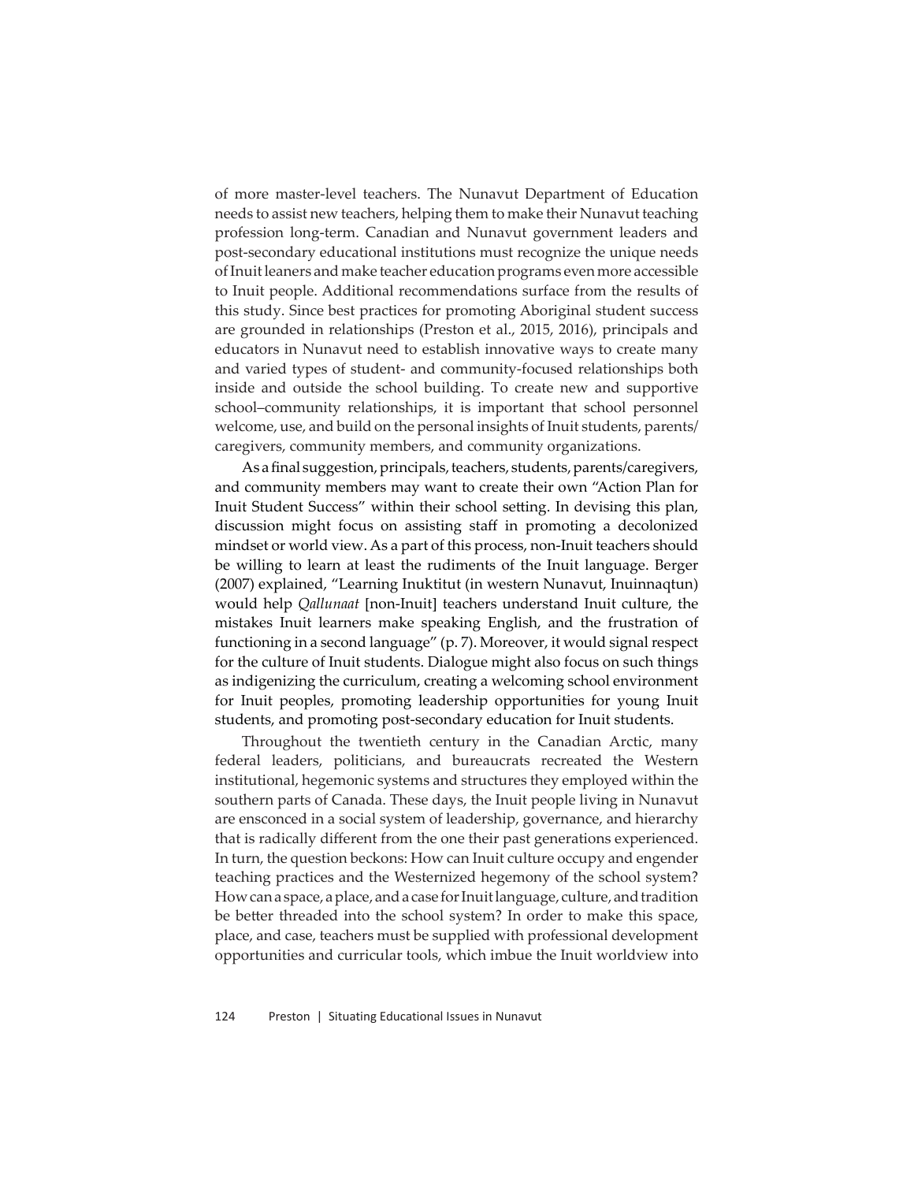of more master-level teachers. The Nunavut Department of Education needs to assist new teachers, helping them to make their Nunavut teaching profession long-term. Canadian and Nunavut government leaders and post-secondary educational institutions must recognize the unique needs of Inuit leaners and make teacher education programs even more accessible to Inuit people. Additional recommendations surface from the results of this study. Since best practices for promoting Aboriginal student success are grounded in relationships (Preston et al., 2015, 2016), principals and educators in Nunavut need to establish innovative ways to create many and varied types of student- and community-focused relationships both inside and outside the school building. To create new and supportive school–community relationships, it is important that school personnel welcome, use, and build on the personal insights of Inuit students, parents/caregivers, community members, and community organizations.

As a final suggestion, principals, teachers, students, parents/caregivers, and community members may want to create their own "Action Plan for Inuit Student Success" within their school setting. In devising this plan, discussion might focus on assisting staff in promoting a decolonized mindset or world view. As a part of this process, non-Inuit teachers should be willing to learn at least the rudiments of the Inuit language. Berger (2007) explained, "Learning Inuktitut (in western Nunavut, Inuinnaqtun) would help *Qallunaat* [non-Inuit] teachers understand Inuit culture, the mistakes Inuit learners make speaking English, and the frustration of functioning in a second language" (p. 7). Moreover, it would signal respect for the culture of Inuit students. Dialogue might also focus on such things as indigenizing the curriculum, creating a welcoming school environment for Inuit peoples, promoting leadership opportunities for young Inuit students, and promoting post-secondary education for Inuit students.

Throughout the twentieth century in the Canadian Arctic, many federal leaders, politicians, and bureaucrats recreated the Western institutional, hegemonic systems and structures they employed within the southern parts of Canada. These days, the Inuit people living in Nunavut are ensconced in a social system of leadership, governance, and hierarchy that is radically different from the one their past generations experienced. In turn, the question beckons: How can Inuit culture occupy and engender teaching practices and the Westernized hegemony of the school system? How can a space, a place, and a case for Inuit language, culture, and tradition be better threaded into the school system? In order to make this space, place, and case, teachers must be supplied with professional development opportunities and curricular tools, which imbue the Inuit worldview into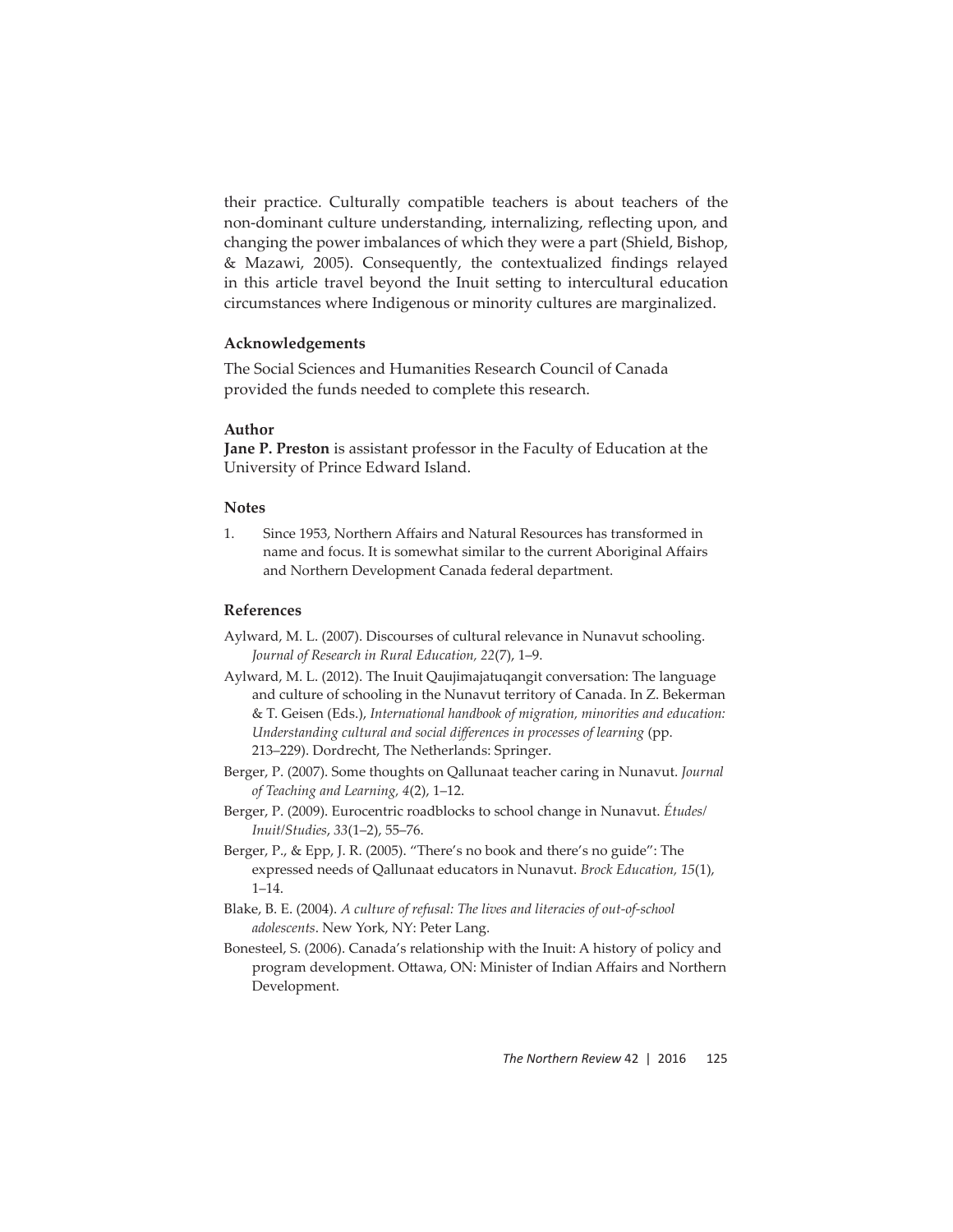their practice. Culturally compatible teachers is about teachers of the non-dominant culture understanding, internalizing, reflecting upon, and changing the power imbalances of which they were a part (Shield, Bishop, & Mazawi, 2005). Consequently, the contextualized findings relayed in this article travel beyond the Inuit setting to intercultural education circumstances where Indigenous or minority cultures are marginalized.

### Acknowledgements

The Social Sciences and Humanities Research Council of Canada provided the funds needed to complete this research.

### Author

**Jane P. Preston** is assistant professor in the Faculty of Education at the University of Prince Edward Island.

### Notes

1. Since 1953, Northern Affairs and Natural Resources has transformed in name and focus. It is somewhat similar to the current Aboriginal Affairs and Northern Development Canada federal department.

### References

Aylward, M. L. (2007). Discourses of cultural relevance in Nunavut schooling. *Journal of Research in Rural Education, 22*(7), 1–9.

Aylward, M. L. (2012). The Inuit Qaujimajatuqangit conversation: The language and culture of schooling in the Nunavut territory of Canada. In Z. Bekerman & T. Geisen (Eds.), *International handbook of migration, minorities and education: Understanding cultural and social differences in processes of learning* (pp. 213–229). Dordrecht, The Netherlands: Springer.

Berger, P. (2007). Some thoughts on Qallunaat teacher caring in Nunavut. *Journal of Teaching and Learning, 4*(2), 1–12.

Berger, P. (2009). Eurocentric roadblocks to school change in Nunavut. *Études/Inuit/Studies*, *33*(1–2), 55–76.

Berger, P., & Epp, J. R. (2005). "There's no book and there's no guide": The expressed needs of Qallunaat educators in Nunavut. *Brock Education, 15*(1), 1–14.

Blake, B. E. (2004). *A culture of refusal: The lives and literacies of out-of-school adolescents*. New York, NY: Peter Lang.

Bonesteel, S. (2006). Canada's relationship with the Inuit: A history of policy and program development. Ottawa, ON: Minister of Indian Affairs and Northern Development.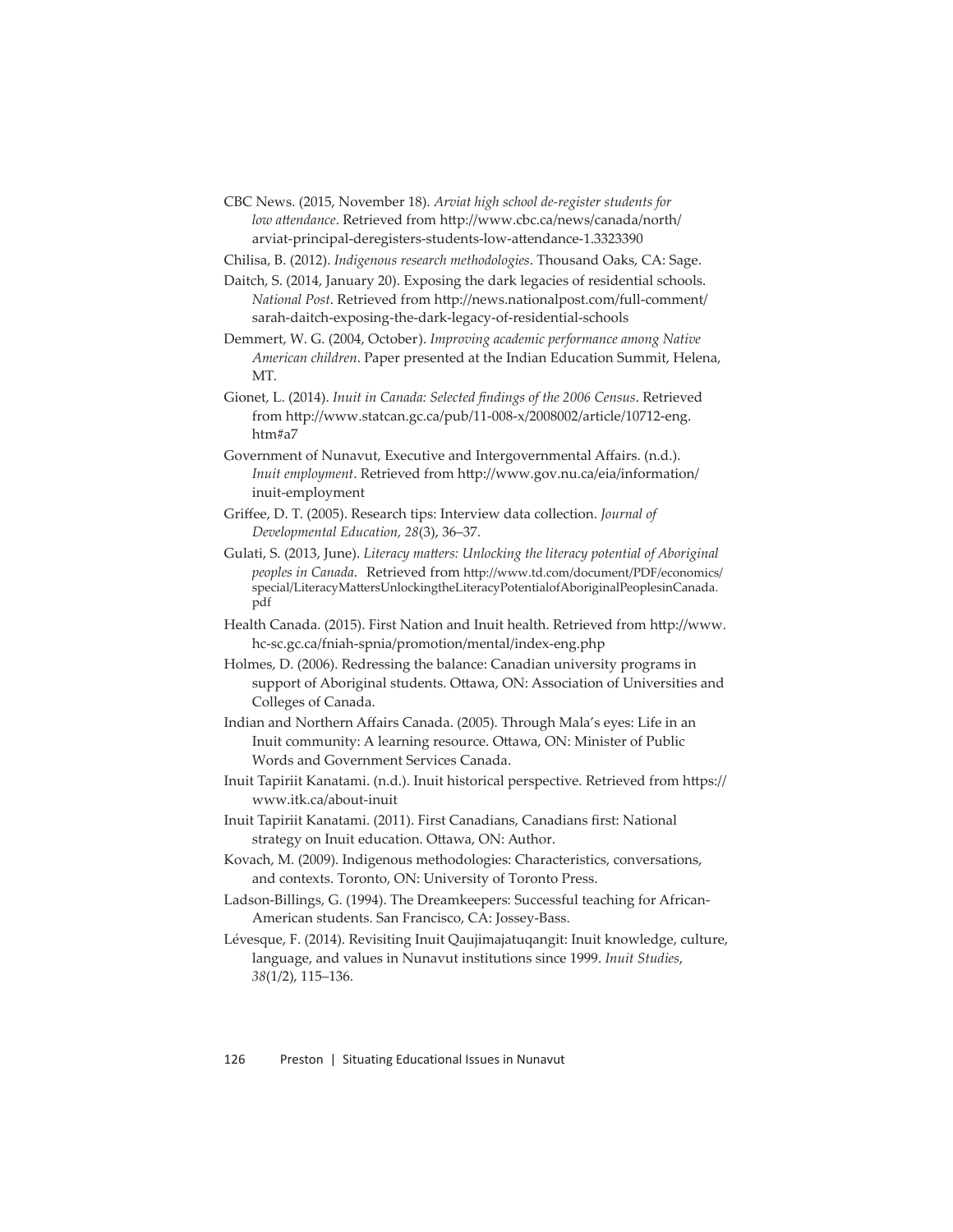CBC News. (2015, November 18). *Arviat high school de-register students for low attendance*. Retrieved from http://www.cbc.ca/news/canada/north/arviat-principal-deregisters-students-low-attendance-1.3323390

Chilisa, B. (2012). *Indigenous research methodologies*. Thousand Oaks, CA: Sage.

Daitch, S. (2014, January 20). Exposing the dark legacies of residential schools. *National Post*. Retrieved from http://news.nationalpost.com/full-comment/sarah-daitch-exposing-the-dark-legacy-of-residential-schools

Demmert, W. G. (2004, October). *Improving academic performance among Native American children*. Paper presented at the Indian Education Summit, Helena, MT.

Gionet, L. (2014). *Inuit in Canada: Selected findings of the 2006 Census*. Retrieved from http://www.statcan.gc.ca/pub/11-008-x/2008002/article/10712-eng.htm#a7

Government of Nunavut, Executive and Intergovernmental Affairs. (n.d.). *Inuit employment*. Retrieved from http://www.gov.nu.ca/eia/information/inuit-employment

Griffee, D. T. (2005). Research tips: Interview data collection. *Journal of Developmental Education, 28*(3), 36–37.

Gulati, S. (2013, June). *Literacy matters: Unlocking the literacy potential of Aboriginal peoples in Canada*. Retrieved from http://www.td.com/document/PDF/economics/special/LiteracyMattersUnlockingtheLiteracyPotentialofAboriginalPeoplesinCanada.pdf

Health Canada. (2015). First Nation and Inuit health. Retrieved from http://www.hc-sc.gc.ca/fniah-spnia/promotion/mental/index-eng.php

Holmes, D. (2006). Redressing the balance: Canadian university programs in support of Aboriginal students. Ottawa, ON: Association of Universities and Colleges of Canada.

Indian and Northern Affairs Canada. (2005). Through Mala's eyes: Life in an Inuit community: A learning resource. Ottawa, ON: Minister of Public Words and Government Services Canada.

Inuit Tapiriit Kanatami. (n.d.). Inuit historical perspective. Retrieved from https://www.itk.ca/about-inuit

Inuit Tapiriit Kanatami. (2011). First Canadians, Canadians first: National strategy on Inuit education. Ottawa, ON: Author.

Kovach, M. (2009). Indigenous methodologies: Characteristics, conversations, and contexts. Toronto, ON: University of Toronto Press.

Ladson-Billings, G. (1994). The Dreamkeepers: Successful teaching for African-American students. San Francisco, CA: Jossey-Bass.

Lévesque, F. (2014). Revisiting Inuit Qaujimajatuqangit: Inuit knowledge, culture, language, and values in Nunavut institutions since 1999. *Inuit Studies*, *38*(1/2), 115–136.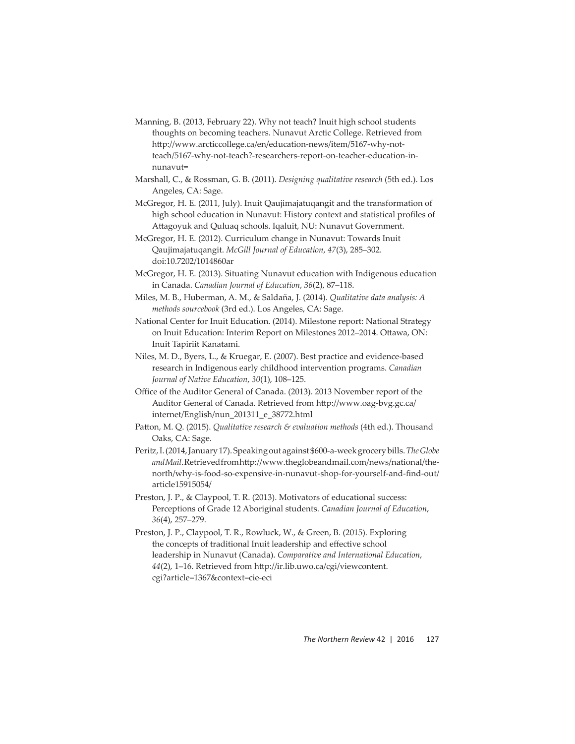Manning, B. (2013, February 22). Why not teach? Inuit high school students thoughts on becoming teachers. Nunavut Arctic College. Retrieved from http://www.arcticcollege.ca/en/education-news/item/5167-why-not-teach/5167-why-not-teach?-researchers-report-on-teacher-education-in-nunavut=

Marshall, C., & Rossman, G. B. (2011). *Designing qualitative research* (5th ed.). Los Angeles, CA: Sage.

McGregor, H. E. (2011, July). Inuit Qaujimajatuqangit and the transformation of high school education in Nunavut: History context and statistical profiles of Attagoyuk and Quluaq schools. Iqaluit, NU: Nunavut Government.

McGregor, H. E. (2012). Curriculum change in Nunavut: Towards Inuit Qaujimajatuqangit. *McGill Journal of Education*, *47*(3), 285–302. doi:10.7202/1014860ar

McGregor, H. E. (2013). Situating Nunavut education with Indigenous education in Canada. *Canadian Journal of Education*, *36*(2), 87–118.

Miles, M. B., Huberman, A. M., & Saldaña, J. (2014). *Qualitative data analysis: A methods sourcebook* (3rd ed.). Los Angeles, CA: Sage.

National Center for Inuit Education. (2014). Milestone report: National Strategy on Inuit Education: Interim Report on Milestones 2012–2014. Ottawa, ON: Inuit Tapiriit Kanatami.

Niles, M. D., Byers, L., & Kruegar, E. (2007). Best practice and evidence-based research in Indigenous early childhood intervention programs. *Canadian Journal of Native Education*, *30*(1), 108–125.

Office of the Auditor General of Canada. (2013). 2013 November report of the Auditor General of Canada. Retrieved from http://www.oag-bvg.gc.ca/internet/English/nun_201311_e_38772.html

Patton, M. Q. (2015). *Qualitative research & evaluation methods* (4th ed.). Thousand Oaks, CA: Sage.

Peritz, I. (2014, January 17). Speaking out against $600-a-week grocery bills. *The Globe and Mail*. Retrieved from http://www.theglobeandmail.com/news/national/the-north/why-is-food-so-expensive-in-nunavut-shop-for-yourself-and-find-out/article15915054/

Preston, J. P., & Claypool, T. R. (2013). Motivators of educational success: Perceptions of Grade 12 Aboriginal students. *Canadian Journal of Education*, *36*(4), 257–279.

Preston, J. P., Claypool, T. R., Rowluck, W., & Green, B. (2015). Exploring the concepts of traditional Inuit leadership and effective school leadership in Nunavut (Canada). *Comparative and International Education*, *44*(2), 1–16. Retrieved from http://ir.lib.uwo.ca/cgi/viewcontent.cgi?article=1367&context=cie-eci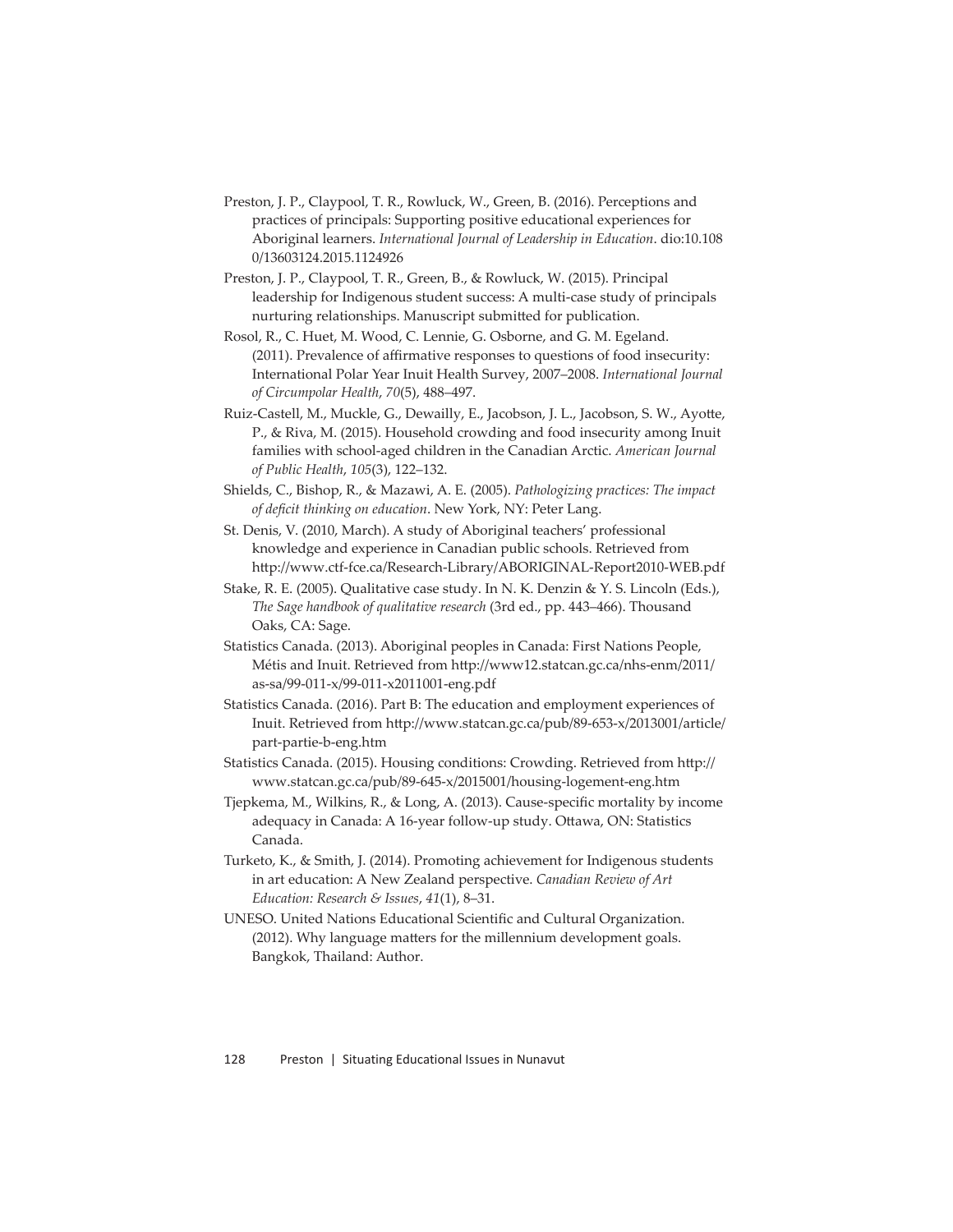Preston, J. P., Claypool, T. R., Rowluck, W., Green, B. (2016). Perceptions and practices of principals: Supporting positive educational experiences for Aboriginal learners. *International Journal of Leadership in Education*. dio:10.1080/13603124.2015.1124926

Preston, J. P., Claypool, T. R., Green, B., & Rowluck, W. (2015). Principal leadership for Indigenous student success: A multi-case study of principals nurturing relationships. Manuscript submitted for publication.

Rosol, R., C. Huet, M. Wood, C. Lennie, G. Osborne, and G. M. Egeland. (2011). Prevalence of affirmative responses to questions of food insecurity: International Polar Year Inuit Health Survey, 2007–2008. *International Journal of Circumpolar Health*, *70*(5), 488–497.

Ruiz-Castell, M., Muckle, G., Dewailly, E., Jacobson, J. L., Jacobson, S. W., Ayotte, P., & Riva, M. (2015). Household crowding and food insecurity among Inuit families with school-aged children in the Canadian Arctic. *American Journal of Public Health*, *105*(3), 122–132.

Shields, C., Bishop, R., & Mazawi, A. E. (2005). *Pathologizing practices: The impact of deficit thinking on education*. New York, NY: Peter Lang.

St. Denis, V. (2010, March). A study of Aboriginal teachers' professional knowledge and experience in Canadian public schools. Retrieved from http://www.ctf-fce.ca/Research-Library/ABORIGINAL-Report2010-WEB.pdf

Stake, R. E. (2005). Qualitative case study. In N. K. Denzin & Y. S. Lincoln (Eds.), *The Sage handbook of qualitative research* (3rd ed., pp. 443–466). Thousand Oaks, CA: Sage.

Statistics Canada. (2013). Aboriginal peoples in Canada: First Nations People, Métis and Inuit. Retrieved from http://www12.statcan.gc.ca/nhs-enm/2011/as-sa/99-011-x/99-011-x2011001-eng.pdf

Statistics Canada. (2016). Part B: The education and employment experiences of Inuit. Retrieved from http://www.statcan.gc.ca/pub/89-653-x/2013001/article/part-partie-b-eng.htm

Statistics Canada. (2015). Housing conditions: Crowding. Retrieved from http://www.statcan.gc.ca/pub/89-645-x/2015001/housing-logement-eng.htm

Tjepkema, M., Wilkins, R., & Long, A. (2013). Cause-specific mortality by income adequacy in Canada: A 16-year follow-up study. Ottawa, ON: Statistics Canada.

Turketo, K., & Smith, J. (2014). Promoting achievement for Indigenous students in art education: A New Zealand perspective. *Canadian Review of Art Education: Research & Issues*, *41*(1), 8–31.

UNESO. United Nations Educational Scientific and Cultural Organization. (2012). Why language matters for the millennium development goals. Bangkok, Thailand: Author.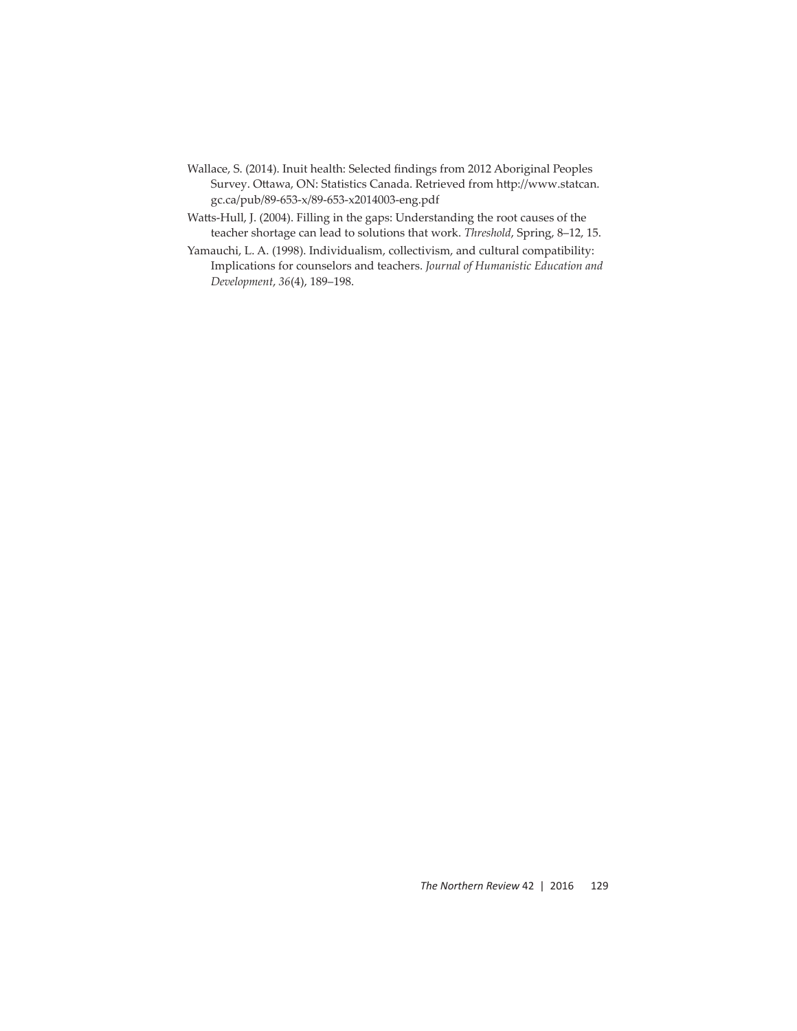Wallace, S. (2014). Inuit health: Selected findings from 2012 Aboriginal Peoples Survey. Ottawa, ON: Statistics Canada. Retrieved from http://www.statcan.gc.ca/pub/89-653-x/89-653-x2014003-eng.pdf

Watts-Hull, J. (2004). Filling in the gaps: Understanding the root causes of the teacher shortage can lead to solutions that work. *Threshold*, Spring, 8–12, 15.

Yamauchi, L. A. (1998). Individualism, collectivism, and cultural compatibility: Implications for counselors and teachers. *Journal of Humanistic Education and Development*, *36*(4), 189–198.